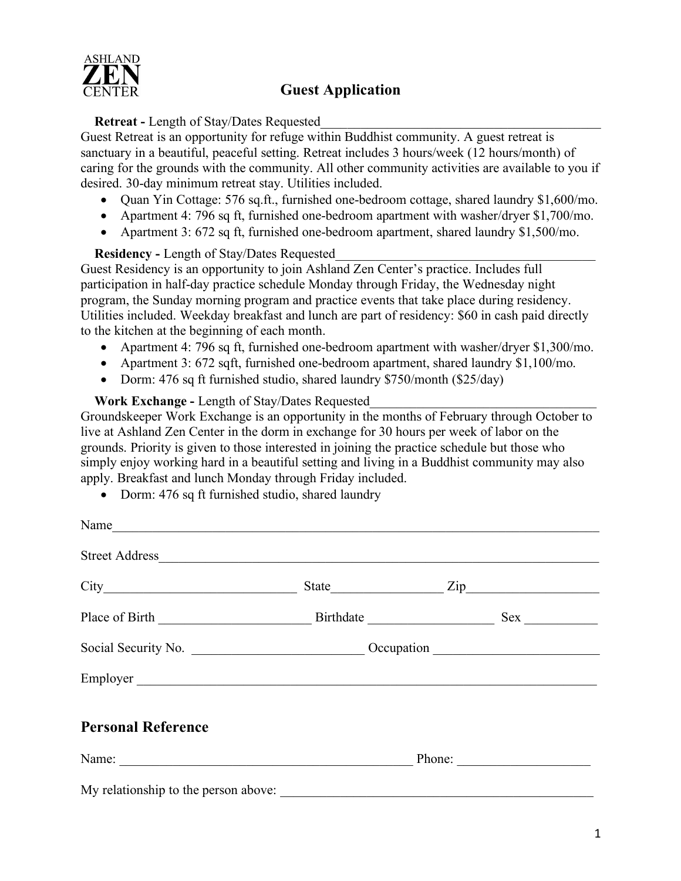ASHLAND
ZEN
CENTER

# Guest Application

**Retreat -** Length of Stay/Dates Requested_______________________________________________

Guest Retreat is an opportunity for refuge within Buddhist community. A guest retreat is sanctuary in a beautiful, peaceful setting. Retreat includes 3 hours/week (12 hours/month) of caring for the grounds with the community. All other community activities are available to you if desired. 30-day minimum retreat stay. Utilities included.

- Quan Yin Cottage: 576 sq.ft., furnished one-bedroom cottage, shared laundry $1,600/mo.
- Apartment 4: 796 sq ft, furnished one-bedroom apartment with washer/dryer $1,700/mo.
- Apartment 3: 672 sq ft, furnished one-bedroom apartment, shared laundry $1,500/mo.

**Residency -** Length of Stay/Dates Requested_________________________________________

Guest Residency is an opportunity to join Ashland Zen Center's practice. Includes full participation in half-day practice schedule Monday through Friday, the Wednesday night program, the Sunday morning program and practice events that take place during residency. Utilities included. Weekday breakfast and lunch are part of residency: $60 in cash paid directly to the kitchen at the beginning of each month.

- Apartment 4: 796 sq ft, furnished one-bedroom apartment with washer/dryer $1,300/mo.
- Apartment 3: 672 sqft, furnished one-bedroom apartment, shared laundry $1,100/mo.
- Dorm: 476 sq ft furnished studio, shared laundry $750/month ($25/day)

**Work Exchange -** Length of Stay/Dates Requested____________________________________

Groundskeeper Work Exchange is an opportunity in the months of February through October to live at Ashland Zen Center in the dorm in exchange for 30 hours per week of labor on the grounds. Priority is given to those interested in joining the practice schedule but those who simply enjoy working hard in a beautiful setting and living in a Buddhist community may also apply. Breakfast and lunch Monday through Friday included.

- Dorm: 476 sq ft furnished studio, shared laundry

Name_________________________________________________________________________________

Street Address__________________________________________________________________________

City_____________________________ State_________________ Zip____________________

Place of Birth _______________________ Birthdate ___________________ Sex ___________

Social Security No. __________________________ Occupation _________________________

Employer ______________________________________________________________________

## Personal Reference

Name: ______________________________________________ Phone: ____________________

My relationship to the person above: _________________________________________________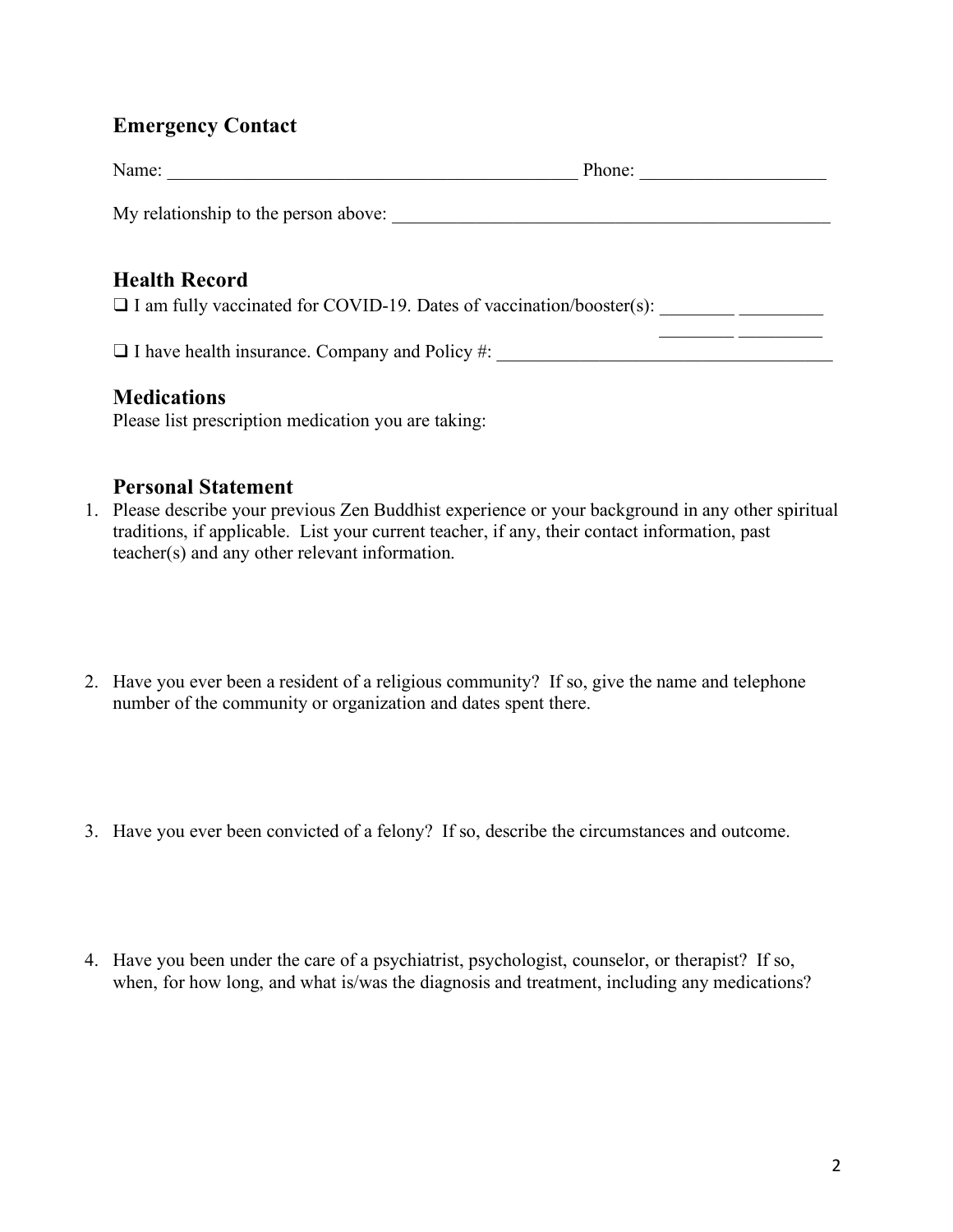## Emergency Contact

Name: _____________________________________________ Phone: ____________________

My relationship to the person above: _________________________________________________

## Health Record

❑ I am fully vaccinated for COVID-19. Dates of vaccination/booster(s): ________ _________
________ _________

❑ I have health insurance. Company and Policy #: _____________________________________

## Medications

Please list prescription medication you are taking:

## Personal Statement

1. Please describe your previous Zen Buddhist experience or your background in any other spiritual traditions, if applicable. List your current teacher, if any, their contact information, past teacher(s) and any other relevant information.

2. Have you ever been a resident of a religious community? If so, give the name and telephone number of the community or organization and dates spent there.

3. Have you ever been convicted of a felony? If so, describe the circumstances and outcome.

4. Have you been under the care of a psychiatrist, psychologist, counselor, or therapist? If so, when, for how long, and what is/was the diagnosis and treatment, including any medications?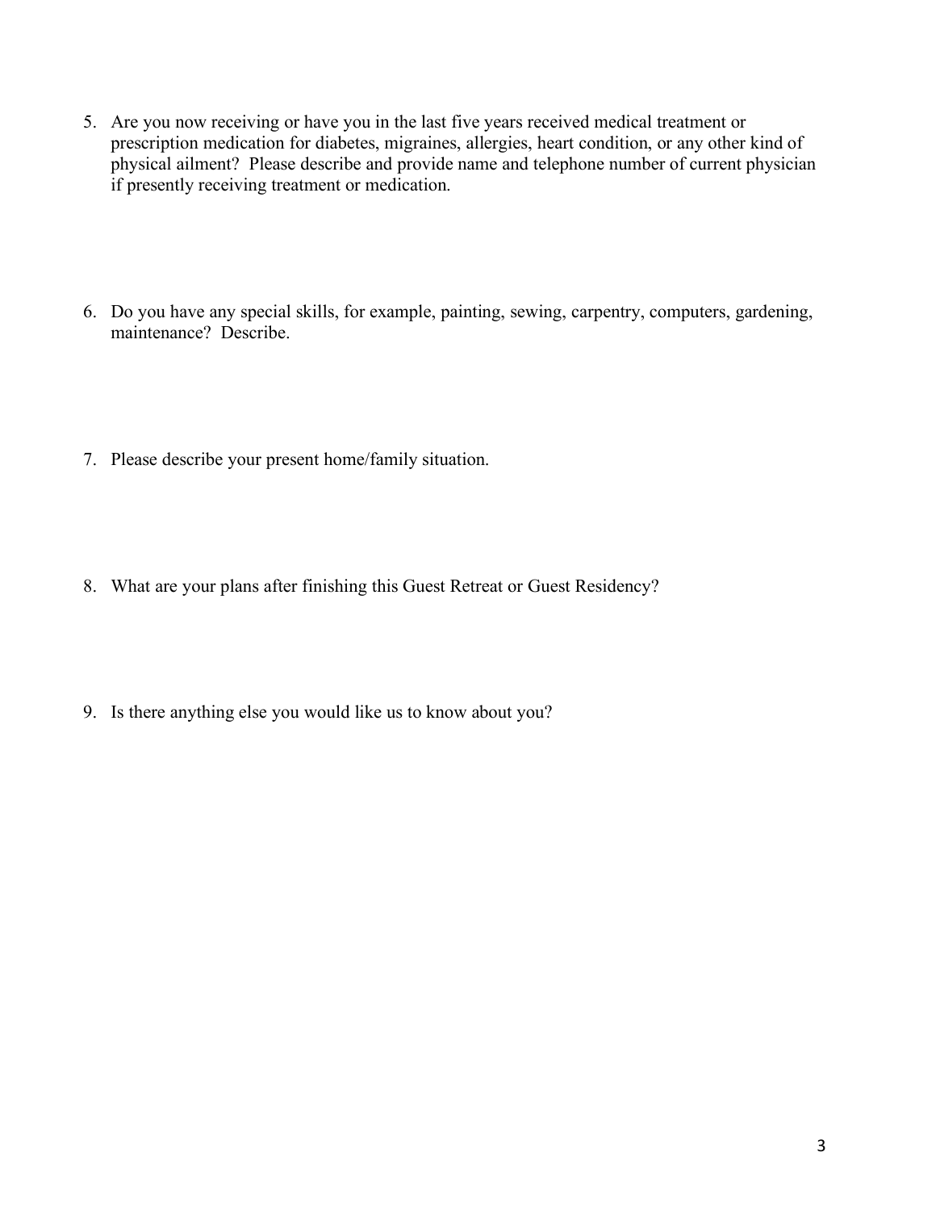5. Are you now receiving or have you in the last five years received medical treatment or prescription medication for diabetes, migraines, allergies, heart condition, or any other kind of physical ailment? Please describe and provide name and telephone number of current physician if presently receiving treatment or medication.

6. Do you have any special skills, for example, painting, sewing, carpentry, computers, gardening, maintenance? Describe.

7. Please describe your present home/family situation.

8. What are your plans after finishing this Guest Retreat or Guest Residency?

9. Is there anything else you would like us to know about you?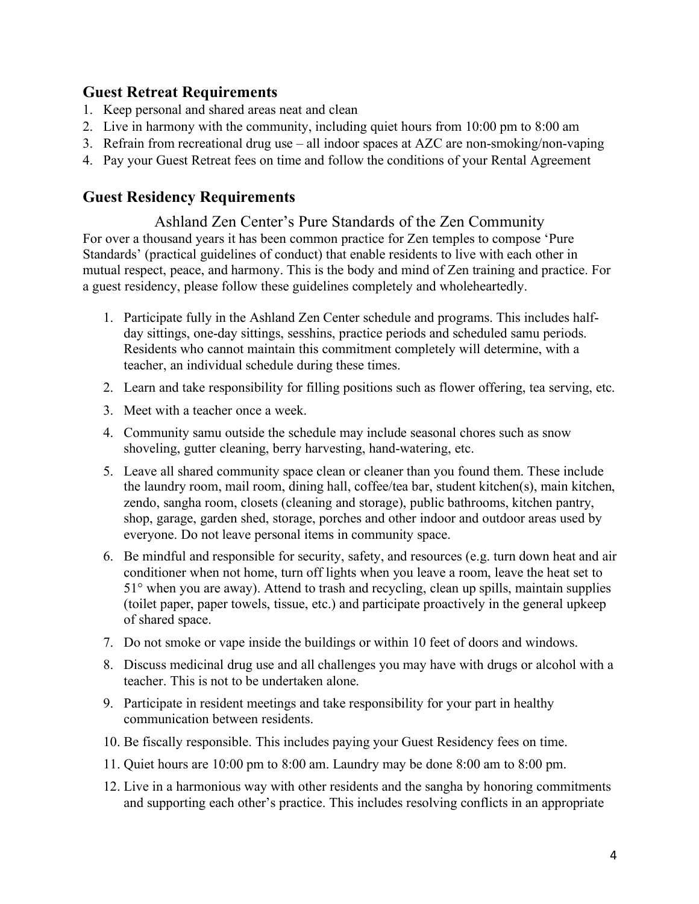## Guest Retreat Requirements

1. Keep personal and shared areas neat and clean
2. Live in harmony with the community, including quiet hours from 10:00 pm to 8:00 am
3. Refrain from recreational drug use – all indoor spaces at AZC are non-smoking/non-vaping
4. Pay your Guest Retreat fees on time and follow the conditions of your Rental Agreement

## Guest Residency Requirements

### Ashland Zen Center's Pure Standards of the Zen Community

For over a thousand years it has been common practice for Zen temples to compose 'Pure Standards' (practical guidelines of conduct) that enable residents to live with each other in mutual respect, peace, and harmony. This is the body and mind of Zen training and practice. For a guest residency, please follow these guidelines completely and wholeheartedly.

1. Participate fully in the Ashland Zen Center schedule and programs. This includes half-day sittings, one-day sittings, sesshins, practice periods and scheduled samu periods. Residents who cannot maintain this commitment completely will determine, with a teacher, an individual schedule during these times.
2. Learn and take responsibility for filling positions such as flower offering, tea serving, etc.
3. Meet with a teacher once a week.
4. Community samu outside the schedule may include seasonal chores such as snow shoveling, gutter cleaning, berry harvesting, hand-watering, etc.
5. Leave all shared community space clean or cleaner than you found them. These include the laundry room, mail room, dining hall, coffee/tea bar, student kitchen(s), main kitchen, zendo, sangha room, closets (cleaning and storage), public bathrooms, kitchen pantry, shop, garage, garden shed, storage, porches and other indoor and outdoor areas used by everyone. Do not leave personal items in community space.
6. Be mindful and responsible for security, safety, and resources (e.g. turn down heat and air conditioner when not home, turn off lights when you leave a room, leave the heat set to 51° when you are away). Attend to trash and recycling, clean up spills, maintain supplies (toilet paper, paper towels, tissue, etc.) and participate proactively in the general upkeep of shared space.
7. Do not smoke or vape inside the buildings or within 10 feet of doors and windows.
8. Discuss medicinal drug use and all challenges you may have with drugs or alcohol with a teacher. This is not to be undertaken alone.
9. Participate in resident meetings and take responsibility for your part in healthy communication between residents.
10. Be fiscally responsible. This includes paying your Guest Residency fees on time.
11. Quiet hours are 10:00 pm to 8:00 am. Laundry may be done 8:00 am to 8:00 pm.
12. Live in a harmonious way with other residents and the sangha by honoring commitments and supporting each other's practice. This includes resolving conflicts in an appropriate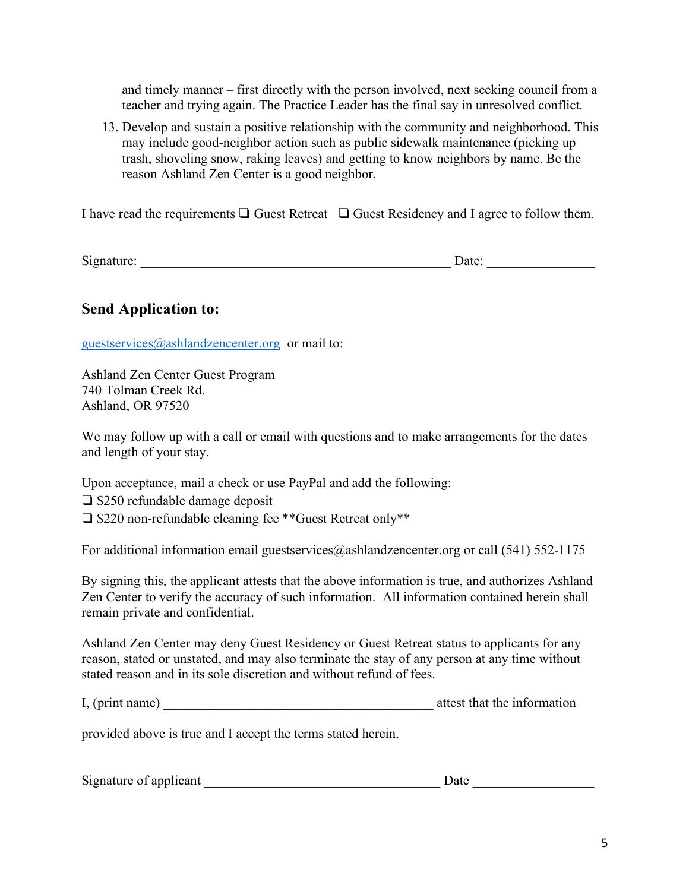and timely manner – first directly with the person involved, next seeking council from a teacher and trying again. The Practice Leader has the final say in unresolved conflict.

13. Develop and sustain a positive relationship with the community and neighborhood. This may include good-neighbor action such as public sidewalk maintenance (picking up trash, shoveling snow, raking leaves) and getting to know neighbors by name. Be the reason Ashland Zen Center is a good neighbor.

I have read the requirements ❑ Guest Retreat ❑ Guest Residency and I agree to follow them.

Signature: ______________________________________________ Date: ________________

## Send Application to:

guestservices@ashlandzencenter.org or mail to:

Ashland Zen Center Guest Program
740 Tolman Creek Rd.
Ashland, OR 97520

We may follow up with a call or email with questions and to make arrangements for the dates and length of your stay.

Upon acceptance, mail a check or use PayPal and add the following:
❑ $250 refundable damage deposit
❑ $220 non-refundable cleaning fee **Guest Retreat only**

For additional information email guestservices@ashlandzencenter.org or call (541) 552-1175

By signing this, the applicant attests that the above information is true, and authorizes Ashland Zen Center to verify the accuracy of such information. All information contained herein shall remain private and confidential.

Ashland Zen Center may deny Guest Residency or Guest Retreat status to applicants for any reason, stated or unstated, and may also terminate the stay of any person at any time without stated reason and in its sole discretion and without refund of fees.

I, (print name) _________________________________________ attest that the information

provided above is true and I accept the terms stated herein.

Signature of applicant ___________________________________ Date __________________